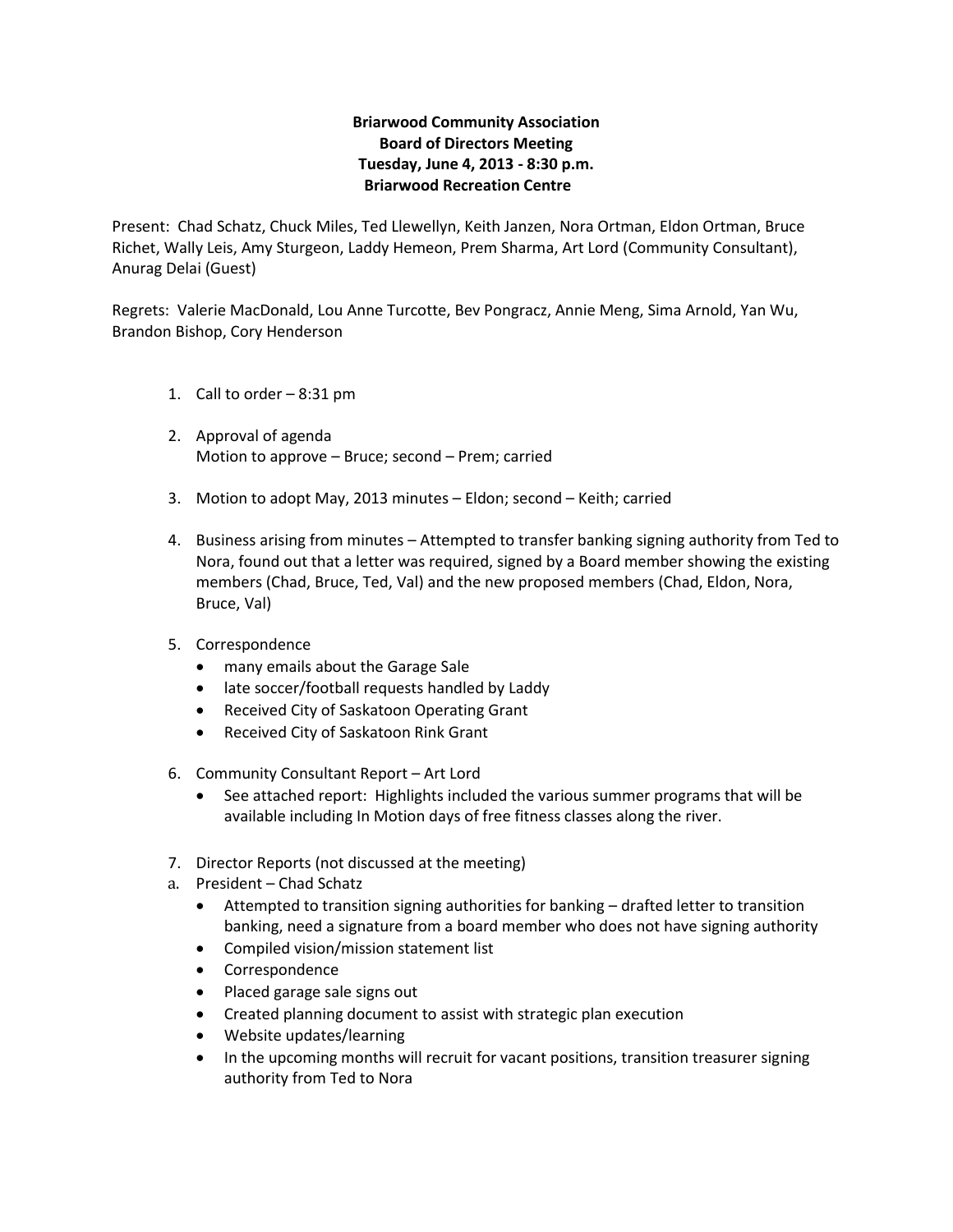**Briarwood Community Association**
**Board of Directors Meeting**
**Tuesday, June 4, 2013 - 8:30 p.m.**
**Briarwood Recreation Centre**

Present: Chad Schatz, Chuck Miles, Ted Llewellyn, Keith Janzen, Nora Ortman, Eldon Ortman, Bruce Richet, Wally Leis, Amy Sturgeon, Laddy Hemeon, Prem Sharma, Art Lord (Community Consultant), Anurag Delai (Guest)

Regrets: Valerie MacDonald, Lou Anne Turcotte, Bev Pongracz, Annie Meng, Sima Arnold, Yan Wu, Brandon Bishop, Cory Henderson

1. Call to order – 8:31 pm

2. Approval of agenda
   Motion to approve – Bruce; second – Prem; carried

3. Motion to adopt May, 2013 minutes – Eldon; second – Keith; carried

4. Business arising from minutes – Attempted to transfer banking signing authority from Ted to Nora, found out that a letter was required, signed by a Board member showing the existing members (Chad, Bruce, Ted, Val) and the new proposed members (Chad, Eldon, Nora, Bruce, Val)

5. Correspondence
   - many emails about the Garage Sale
   - late soccer/football requests handled by Laddy
   - Received City of Saskatoon Operating Grant
   - Received City of Saskatoon Rink Grant

6. Community Consultant Report – Art Lord
   - See attached report: Highlights included the various summer programs that will be available including In Motion days of free fitness classes along the river.

7. Director Reports (not discussed at the meeting)

a. President – Chad Schatz
   - Attempted to transition signing authorities for banking – drafted letter to transition banking, need a signature from a board member who does not have signing authority
   - Compiled vision/mission statement list
   - Correspondence
   - Placed garage sale signs out
   - Created planning document to assist with strategic plan execution
   - Website updates/learning
   - In the upcoming months will recruit for vacant positions, transition treasurer signing authority from Ted to Nora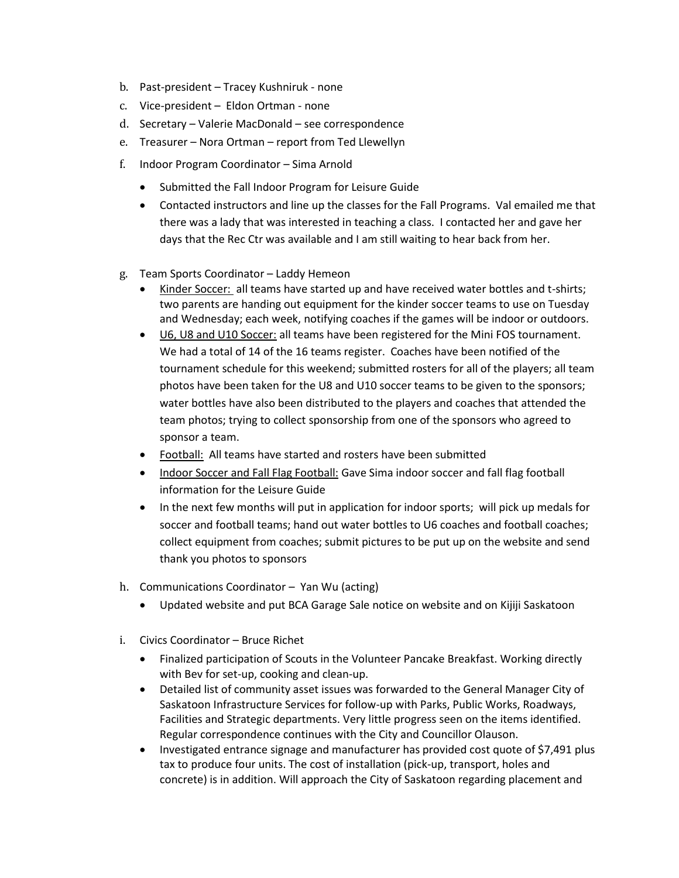b. Past-president – Tracey Kushniruk - none

c. Vice-president – Eldon Ortman - none

d. Secretary – Valerie MacDonald – see correspondence

e. Treasurer – Nora Ortman – report from Ted Llewellyn

f. Indoor Program Coordinator – Sima Arnold
   - Submitted the Fall Indoor Program for Leisure Guide
   - Contacted instructors and line up the classes for the Fall Programs. Val emailed me that there was a lady that was interested in teaching a class. I contacted her and gave her days that the Rec Ctr was available and I am still waiting to hear back from her.

g. Team Sports Coordinator – Laddy Hemeon
   - Kinder Soccer: all teams have started up and have received water bottles and t-shirts; two parents are handing out equipment for the kinder soccer teams to use on Tuesday and Wednesday; each week, notifying coaches if the games will be indoor or outdoors.
   - U6, U8 and U10 Soccer: all teams have been registered for the Mini FOS tournament. We had a total of 14 of the 16 teams register. Coaches have been notified of the tournament schedule for this weekend; submitted rosters for all of the players; all team photos have been taken for the U8 and U10 soccer teams to be given to the sponsors; water bottles have also been distributed to the players and coaches that attended the team photos; trying to collect sponsorship from one of the sponsors who agreed to sponsor a team.
   - Football: All teams have started and rosters have been submitted
   - Indoor Soccer and Fall Flag Football: Gave Sima indoor soccer and fall flag football information for the Leisure Guide
   - In the next few months will put in application for indoor sports; will pick up medals for soccer and football teams; hand out water bottles to U6 coaches and football coaches; collect equipment from coaches; submit pictures to be put up on the website and send thank you photos to sponsors

h. Communications Coordinator – Yan Wu (acting)
   - Updated website and put BCA Garage Sale notice on website and on Kijiji Saskatoon

i. Civics Coordinator – Bruce Richet
   - Finalized participation of Scouts in the Volunteer Pancake Breakfast. Working directly with Bev for set-up, cooking and clean-up.
   - Detailed list of community asset issues was forwarded to the General Manager City of Saskatoon Infrastructure Services for follow-up with Parks, Public Works, Roadways, Facilities and Strategic departments. Very little progress seen on the items identified. Regular correspondence continues with the City and Councillor Olauson.
   - Investigated entrance signage and manufacturer has provided cost quote of $7,491 plus tax to produce four units. The cost of installation (pick-up, transport, holes and concrete) is in addition. Will approach the City of Saskatoon regarding placement and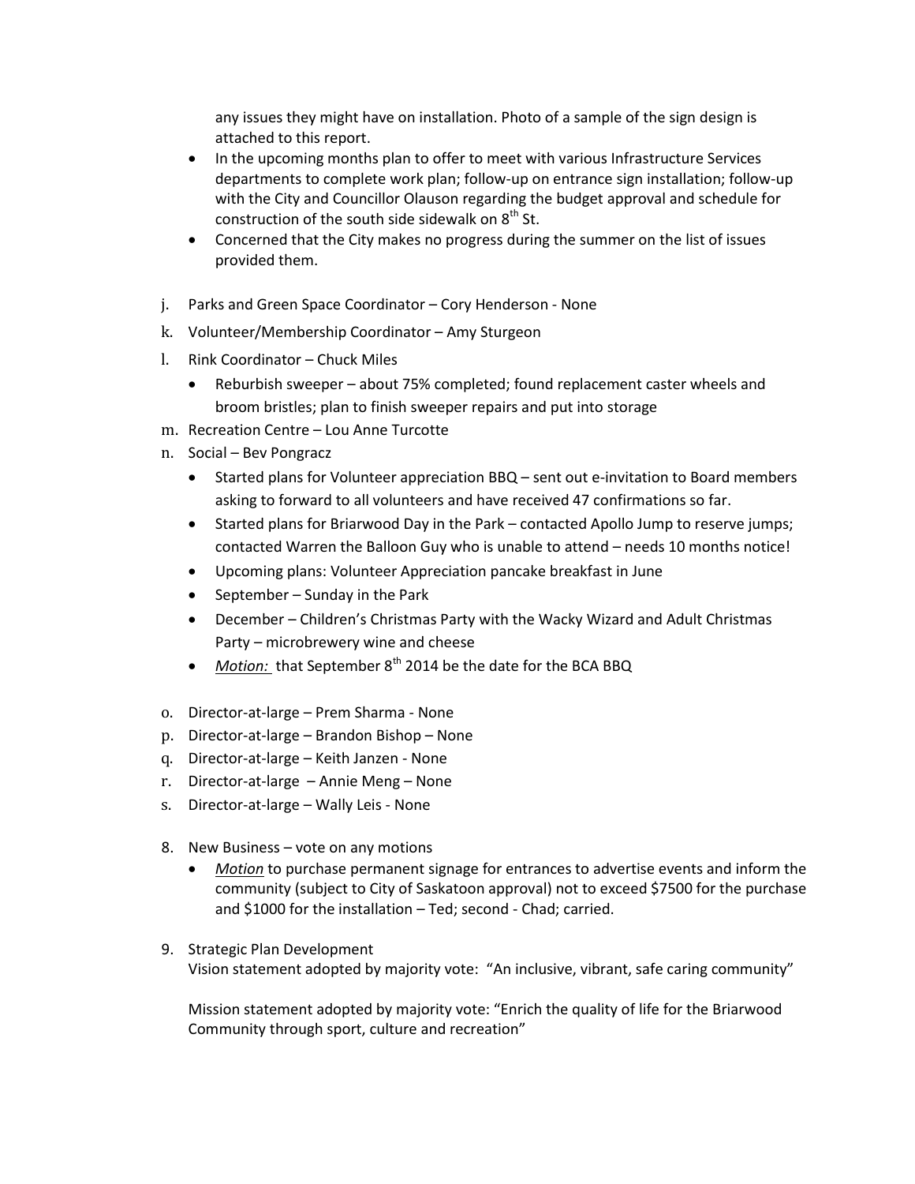any issues they might have on installation. Photo of a sample of the sign design is attached to this report.

- In the upcoming months plan to offer to meet with various Infrastructure Services departments to complete work plan; follow-up on entrance sign installation; follow-up with the City and Councillor Olauson regarding the budget approval and schedule for construction of the south side sidewalk on 8th St.
- Concerned that the City makes no progress during the summer on the list of issues provided them.

j. Parks and Green Space Coordinator – Cory Henderson - None

k. Volunteer/Membership Coordinator – Amy Sturgeon

l. Rink Coordinator – Chuck Miles

- Reburbish sweeper – about 75% completed; found replacement caster wheels and broom bristles; plan to finish sweeper repairs and put into storage

m. Recreation Centre – Lou Anne Turcotte

n. Social – Bev Pongracz

- Started plans for Volunteer appreciation BBQ – sent out e-invitation to Board members asking to forward to all volunteers and have received 47 confirmations so far.
- Started plans for Briarwood Day in the Park – contacted Apollo Jump to reserve jumps; contacted Warren the Balloon Guy who is unable to attend – needs 10 months notice!
- Upcoming plans: Volunteer Appreciation pancake breakfast in June
- September – Sunday in the Park
- December – Children's Christmas Party with the Wacky Wizard and Adult Christmas Party – microbrewery wine and cheese
- *Motion:* that September 8th 2014 be the date for the BCA BBQ

o. Director-at-large – Prem Sharma - None

p. Director-at-large – Brandon Bishop – None

q. Director-at-large – Keith Janzen - None

r. Director-at-large – Annie Meng – None

s. Director-at-large – Wally Leis - None

8. New Business – vote on any motions
   - *Motion* to purchase permanent signage for entrances to advertise events and inform the community (subject to City of Saskatoon approval) not to exceed $7500 for the purchase and $1000 for the installation – Ted; second - Chad; carried.

9. Strategic Plan Development
   Vision statement adopted by majority vote: "An inclusive, vibrant, safe caring community"

   Mission statement adopted by majority vote: "Enrich the quality of life for the Briarwood Community through sport, culture and recreation"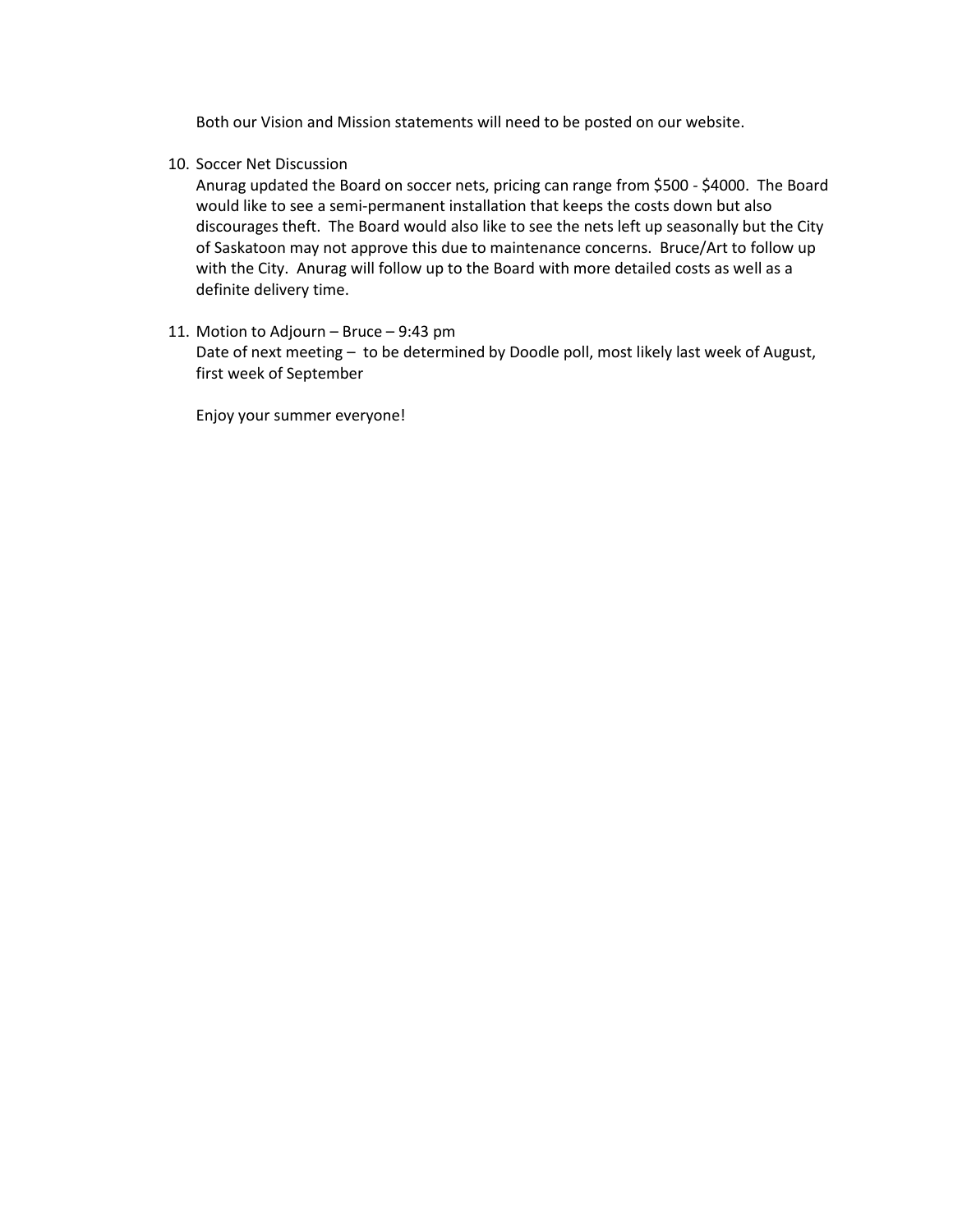Both our Vision and Mission statements will need to be posted on our website.

10. Soccer Net Discussion
    Anurag updated the Board on soccer nets, pricing can range from $500 - $4000. The Board would like to see a semi-permanent installation that keeps the costs down but also discourages theft. The Board would also like to see the nets left up seasonally but the City of Saskatoon may not approve this due to maintenance concerns. Bruce/Art to follow up with the City. Anurag will follow up to the Board with more detailed costs as well as a definite delivery time.

11. Motion to Adjourn – Bruce – 9:43 pm
    Date of next meeting – to be determined by Doodle poll, most likely last week of August, first week of September

    Enjoy your summer everyone!